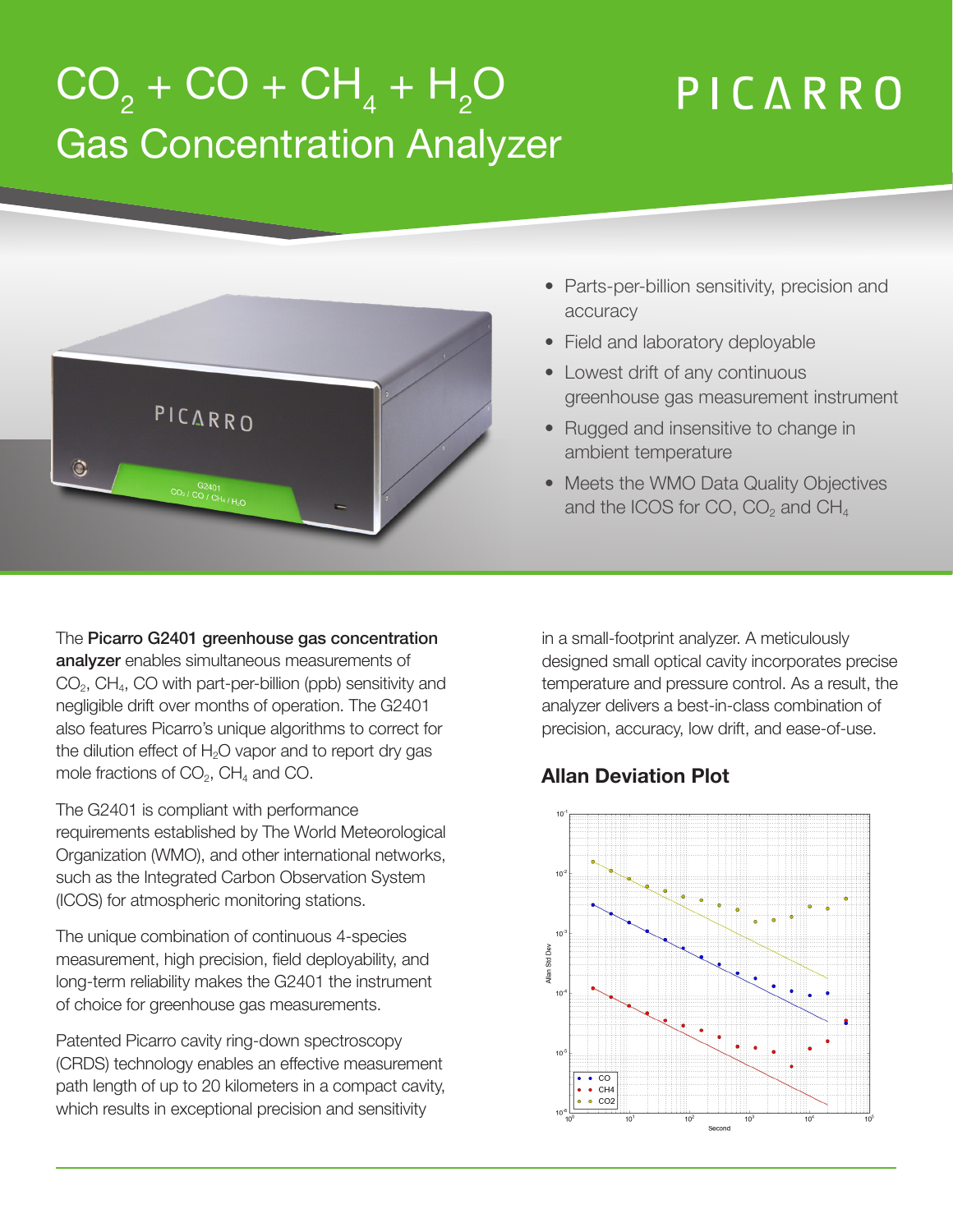# $CO_2 + CO + CH_4 + H_2O$ Gas Concentration Analyzer

PICARRO

- Parts-per-billion sensitivity, precision and accuracy
- Field and laboratory deployable
- Lowest drift of any continuous greenhouse gas measurement instrument
- Rugged and insensitive to change in ambient temperature
- Meets the WMO Data Quality Objectives and the ICOS for CO, $CO_2$ and $CH_4$

The **Picarro G2401 greenhouse gas concentration analyzer** enables simultaneous measurements of $CO_2$, $CH_4$, CO with part-per-billion (ppb) sensitivity and negligible drift over months of operation. The G2401 also features Picarro's unique algorithms to correct for the dilution effect of $H_2O$ vapor and to report dry gas mole fractions of $CO_2$, $CH_4$ and CO.

The G2401 is compliant with performance requirements established by The World Meteorological Organization (WMO), and other international networks, such as the Integrated Carbon Observation System (ICOS) for atmospheric monitoring stations.

The unique combination of continuous 4-species measurement, high precision, field deployability, and long-term reliability makes the G2401 the instrument of choice for greenhouse gas measurements.

Patented Picarro cavity ring-down spectroscopy (CRDS) technology enables an effective measurement path length of up to 20 kilometers in a compact cavity, which results in exceptional precision and sensitivity in a small-footprint analyzer. A meticulously designed small optical cavity incorporates precise temperature and pressure control. As a result, the analyzer delivers a best-in-class combination of precision, accuracy, low drift, and ease-of-use.

## Allan Deviation Plot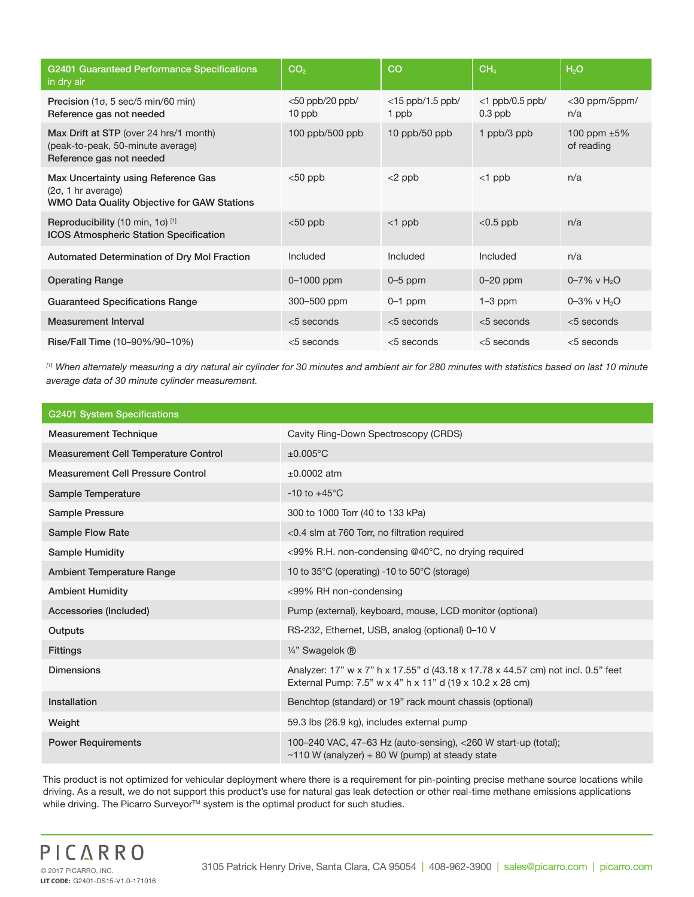| G2401 Guaranteed Performance Specifications in dry air | $CO_2$ | CO | $CH_4$ | $H_2O$ |
|---|---|---|---|---|
| **Precision** (1σ, 5 sec/5 min/60 min) **Reference gas not needed** | <50 ppb/20 ppb/ 10 ppb | <15 ppb/1.5 ppb/ 1 ppb | <1 ppb/0.5 ppb/ 0.3 ppb | <30 ppm/5ppm/ n/a |
| **Max Drift at STP** (over 24 hrs/1 month) (peak-to-peak, 50-minute average) **Reference gas not needed** | 100 ppb/500 ppb | 10 ppb/50 ppb | 1 ppb/3 ppb | 100 ppm ±5% of reading |
| **Max Uncertainty using Reference Gas** (2σ, 1 hr average) **WMO Data Quality Objective for GAW Stations** | <50 ppb | <2 ppb | <1 ppb | n/a |
| **Reproducibility** (10 min, 1σ) [1] **ICOS Atmospheric Station Specification** | <50 ppb | <1 ppb | <0.5 ppb | n/a |
| Automated Determination of Dry Mol Fraction | Included | Included | Included | n/a |
| Operating Range | 0–1000 ppm | 0–5 ppm | 0–20 ppm | 0–7% v $H_2O$ |
| Guaranteed Specifications Range | 300–500 ppm | 0–1 ppm | 1–3 ppm | 0–3% v $H_2O$ |
| Measurement Interval | <5 seconds | <5 seconds | <5 seconds | <5 seconds |
| **Rise/Fall Time** (10–90%/90–10%) | <5 seconds | <5 seconds | <5 seconds | <5 seconds |

*[1] When alternately measuring a dry natural air cylinder for 30 minutes and ambient air for 280 minutes with statistics based on last 10 minute average data of 30 minute cylinder measurement.*

| G2401 System Specifications | |
|---|---|
| Measurement Technique | Cavity Ring-Down Spectroscopy (CRDS) |
| Measurement Cell Temperature Control | ±0.005°C |
| Measurement Cell Pressure Control | ±0.0002 atm |
| Sample Temperature | -10 to +45°C |
| Sample Pressure | 300 to 1000 Torr (40 to 133 kPa) |
| Sample Flow Rate | <0.4 slm at 760 Torr, no filtration required |
| Sample Humidity | <99% R.H. non-condensing @40°C, no drying required |
| Ambient Temperature Range | 10 to 35°C (operating) -10 to 50°C (storage) |
| Ambient Humidity | <99% RH non-condensing |
| Accessories (Included) | Pump (external), keyboard, mouse, LCD monitor (optional) |
| Outputs | RS-232, Ethernet, USB, analog (optional) 0–10 V |
| Fittings | ¼" Swagelok ® |
| Dimensions | Analyzer: 17" w x 7" h x 17.55" d (43.18 x 17.78 x 44.57 cm) not incl. 0.5" feet External Pump: 7.5" w x 4" h x 11" d (19 x 10.2 x 28 cm) |
| Installation | Benchtop (standard) or 19" rack mount chassis (optional) |
| Weight | 59.3 lbs (26.9 kg), includes external pump |
| Power Requirements | 100–240 VAC, 47–63 Hz (auto-sensing), <260 W start-up (total); ~110 W (analyzer) + 80 W (pump) at steady state |

This product is not optimized for vehicular deployment where there is a requirement for pin-pointing precise methane source locations while driving. As a result, we do not support this product's use for natural gas leak detection or other real-time methane emissions applications while driving. The Picarro Surveyor™ system is the optimal product for such studies.

PICARRO

© 2017 PICARRO, INC.

**LIT CODE:** G2401-DS15-V1.0-171016

3105 Patrick Henry Drive, Santa Clara, CA 95054 | 408-962-3900 | sales@picarro.com | picarro.com